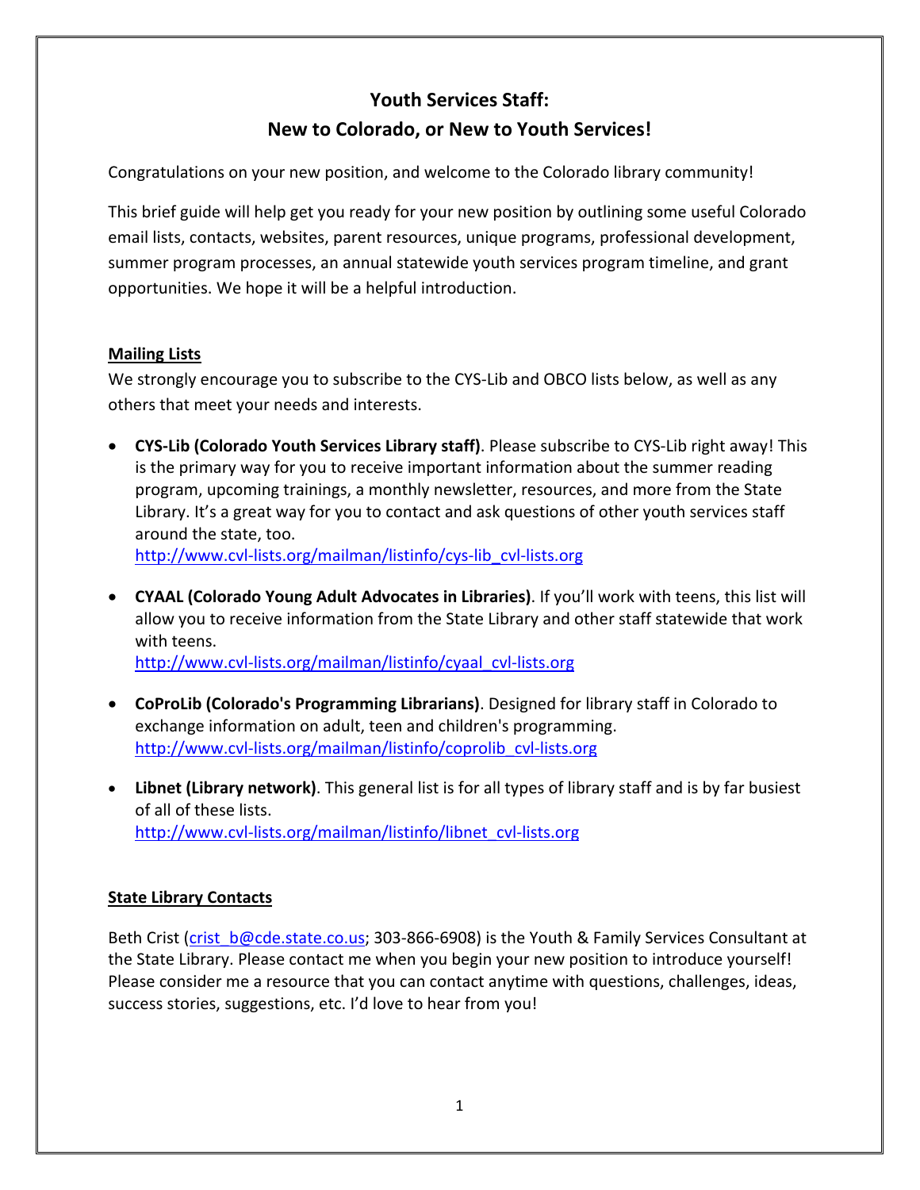# Youth Services Staff:
# New to Colorado, or New to Youth Services!

Congratulations on your new position, and welcome to the Colorado library community!

This brief guide will help get you ready for your new position by outlining some useful Colorado email lists, contacts, websites, parent resources, unique programs, professional development, summer program processes, an annual statewide youth services program timeline, and grant opportunities. We hope it will be a helpful introduction.

## Mailing Lists

We strongly encourage you to subscribe to the CYS-Lib and OBCO lists below, as well as any others that meet your needs and interests.

- **CYS-Lib (Colorado Youth Services Library staff)**. Please subscribe to CYS-Lib right away! This is the primary way for you to receive important information about the summer reading program, upcoming trainings, a monthly newsletter, resources, and more from the State Library. It's a great way for you to contact and ask questions of other youth services staff around the state, too.
  http://www.cvl-lists.org/mailman/listinfo/cys-lib_cvl-lists.org

- **CYAAL (Colorado Young Adult Advocates in Libraries)**. If you'll work with teens, this list will allow you to receive information from the State Library and other staff statewide that work with teens.
  http://www.cvl-lists.org/mailman/listinfo/cyaal_cvl-lists.org

- **CoProLib (Colorado's Programming Librarians)**. Designed for library staff in Colorado to exchange information on adult, teen and children's programming.
  http://www.cvl-lists.org/mailman/listinfo/coprolib_cvl-lists.org

- **Libnet (Library network)**. This general list is for all types of library staff and is by far busiest of all of these lists.
  http://www.cvl-lists.org/mailman/listinfo/libnet_cvl-lists.org

## State Library Contacts

Beth Crist (crist_b@cde.state.co.us; 303-866-6908) is the Youth & Family Services Consultant at the State Library. Please contact me when you begin your new position to introduce yourself! Please consider me a resource that you can contact anytime with questions, challenges, ideas, success stories, suggestions, etc. I'd love to hear from you!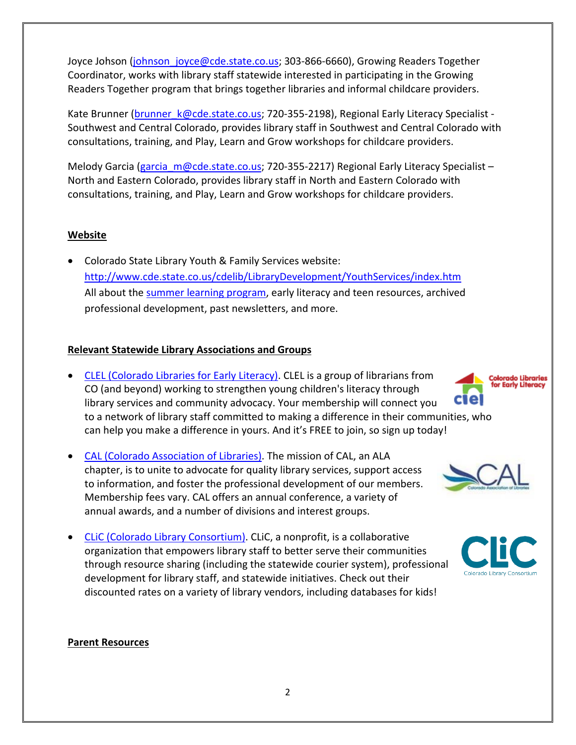Joyce Johson ([johnson_joyce@cde.state.co.us](mailto:johnson_joyce@cde.state.co.us); 303-866-6660), Growing Readers Together Coordinator, works with library staff statewide interested in participating in the Growing Readers Together program that brings together libraries and informal childcare providers.

Kate Brunner ([brunner_k@cde.state.co.us](mailto:brunner_k@cde.state.co.us); 720-355-2198), Regional Early Literacy Specialist - Southwest and Central Colorado, provides library staff in Southwest and Central Colorado with consultations, training, and Play, Learn and Grow workshops for childcare providers.

Melody Garcia ([garcia_m@cde.state.co.us](mailto:garcia_m@cde.state.co.us); 720-355-2217) Regional Early Literacy Specialist – North and Eastern Colorado, provides library staff in North and Eastern Colorado with consultations, training, and Play, Learn and Grow workshops for childcare providers.

## Website

- Colorado State Library Youth & Family Services website: http://www.cde.state.co.us/cdelib/LibraryDevelopment/YouthServices/index.htm All about the summer learning program, early literacy and teen resources, archived professional development, past newsletters, and more.

## Relevant Statewide Library Associations and Groups

- CLEL (Colorado Libraries for Early Literacy). CLEL is a group of librarians from CO (and beyond) working to strengthen young children's literacy through library services and community advocacy. Your membership will connect you to a network of library staff committed to making a difference in their communities, who can help you make a difference in yours. And it's FREE to join, so sign up today!

- CAL (Colorado Association of Libraries). The mission of CAL, an ALA chapter, is to unite to advocate for quality library services, support access to information, and foster the professional development of our members. Membership fees vary. CAL offers an annual conference, a variety of annual awards, and a number of divisions and interest groups.

- CLiC (Colorado Library Consortium). CLiC, a nonprofit, is a collaborative organization that empowers library staff to better serve their communities through resource sharing (including the statewide courier system), professional development for library staff, and statewide initiatives. Check out their discounted rates on a variety of library vendors, including databases for kids!

## Parent Resources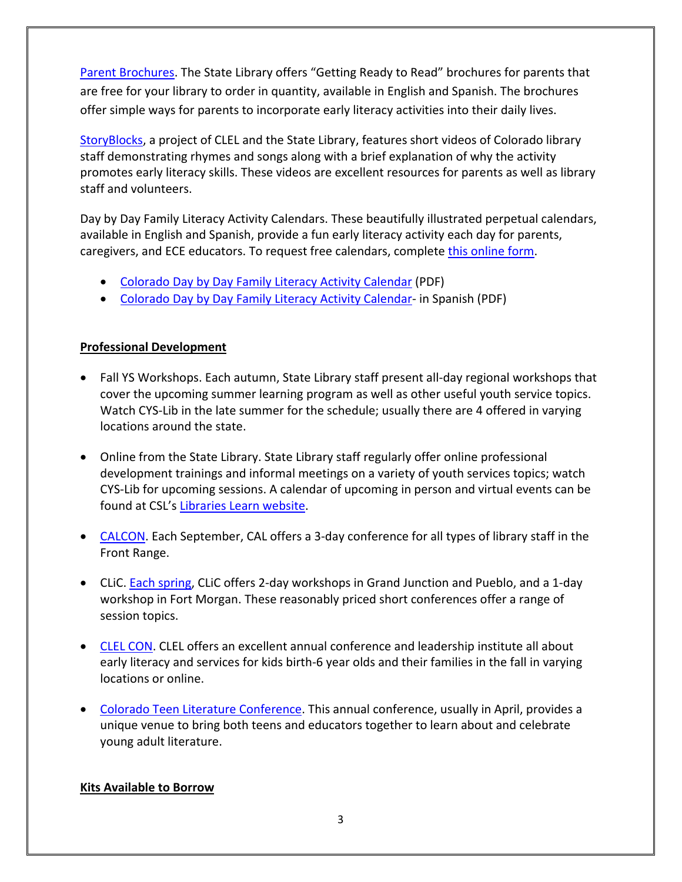Parent Brochures. The State Library offers “Getting Ready to Read” brochures for parents that are free for your library to order in quantity, available in English and Spanish. The brochures offer simple ways for parents to incorporate early literacy activities into their daily lives.

StoryBlocks, a project of CLEL and the State Library, features short videos of Colorado library staff demonstrating rhymes and songs along with a brief explanation of why the activity promotes early literacy skills. These videos are excellent resources for parents as well as library staff and volunteers.

Day by Day Family Literacy Activity Calendars. These beautifully illustrated perpetual calendars, available in English and Spanish, provide a fun early literacy activity each day for parents, caregivers, and ECE educators. To request free calendars, complete this online form.

- Colorado Day by Day Family Literacy Activity Calendar (PDF)
- Colorado Day by Day Family Literacy Activity Calendar- in Spanish (PDF)

**Professional Development**

- Fall YS Workshops. Each autumn, State Library staff present all-day regional workshops that cover the upcoming summer learning program as well as other useful youth service topics. Watch CYS-Lib in the late summer for the schedule; usually there are 4 offered in varying locations around the state.

- Online from the State Library. State Library staff regularly offer online professional development trainings and informal meetings on a variety of youth services topics; watch CYS-Lib for upcoming sessions. A calendar of upcoming in person and virtual events can be found at CSL’s Libraries Learn website.

- CALCON. Each September, CAL offers a 3-day conference for all types of library staff in the Front Range.

- CLiC. Each spring, CLiC offers 2-day workshops in Grand Junction and Pueblo, and a 1-day workshop in Fort Morgan. These reasonably priced short conferences offer a range of session topics.

- CLEL CON. CLEL offers an excellent annual conference and leadership institute all about early literacy and services for kids birth-6 year olds and their families in the fall in varying locations or online.

- Colorado Teen Literature Conference. This annual conference, usually in April, provides a unique venue to bring both teens and educators together to learn about and celebrate young adult literature.

**Kits Available to Borrow**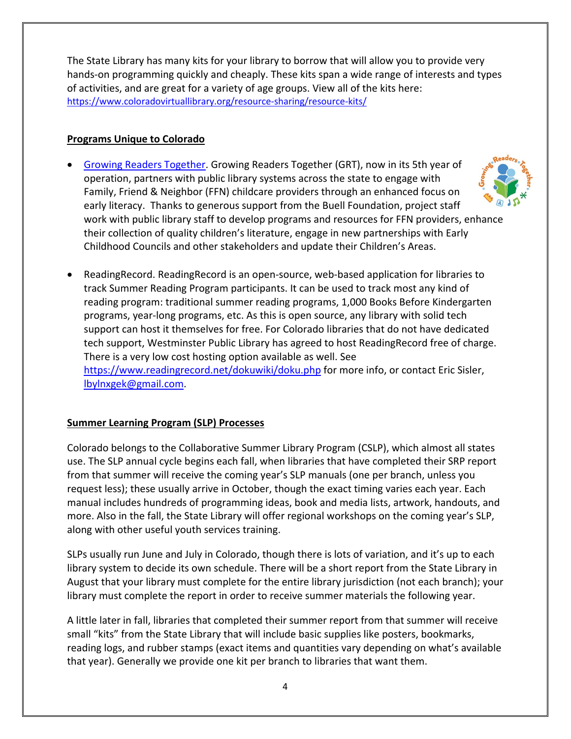The State Library has many kits for your library to borrow that will allow you to provide very hands-on programming quickly and cheaply. These kits span a wide range of interests and types of activities, and are great for a variety of age groups. View all of the kits here: https://www.coloradovirtuallibrary.org/resource-sharing/resource-kits/

## Programs Unique to Colorado

- Growing Readers Together. Growing Readers Together (GRT), now in its 5th year of operation, partners with public library systems across the state to engage with Family, Friend & Neighbor (FFN) childcare providers through an enhanced focus on early literacy. Thanks to generous support from the Buell Foundation, project staff work with public library staff to develop programs and resources for FFN providers, enhance their collection of quality children's literature, engage in new partnerships with Early Childhood Councils and other stakeholders and update their Children's Areas.

- ReadingRecord. ReadingRecord is an open-source, web-based application for libraries to track Summer Reading Program participants. It can be used to track most any kind of reading program: traditional summer reading programs, 1,000 Books Before Kindergarten programs, year-long programs, etc. As this is open source, any library with solid tech support can host it themselves for free. For Colorado libraries that do not have dedicated tech support, Westminster Public Library has agreed to host ReadingRecord free of charge. There is a very low cost hosting option available as well. See https://www.readingrecord.net/dokuwiki/doku.php for more info, or contact Eric Sisler, lbylnxgek@gmail.com.

## Summer Learning Program (SLP) Processes

Colorado belongs to the Collaborative Summer Library Program (CSLP), which almost all states use. The SLP annual cycle begins each fall, when libraries that have completed their SRP report from that summer will receive the coming year's SLP manuals (one per branch, unless you request less); these usually arrive in October, though the exact timing varies each year. Each manual includes hundreds of programming ideas, book and media lists, artwork, handouts, and more. Also in the fall, the State Library will offer regional workshops on the coming year's SLP, along with other useful youth services training.

SLPs usually run June and July in Colorado, though there is lots of variation, and it's up to each library system to decide its own schedule. There will be a short report from the State Library in August that your library must complete for the entire library jurisdiction (not each branch); your library must complete the report in order to receive summer materials the following year.

A little later in fall, libraries that completed their summer report from that summer will receive small "kits" from the State Library that will include basic supplies like posters, bookmarks, reading logs, and rubber stamps (exact items and quantities vary depending on what's available that year). Generally we provide one kit per branch to libraries that want them.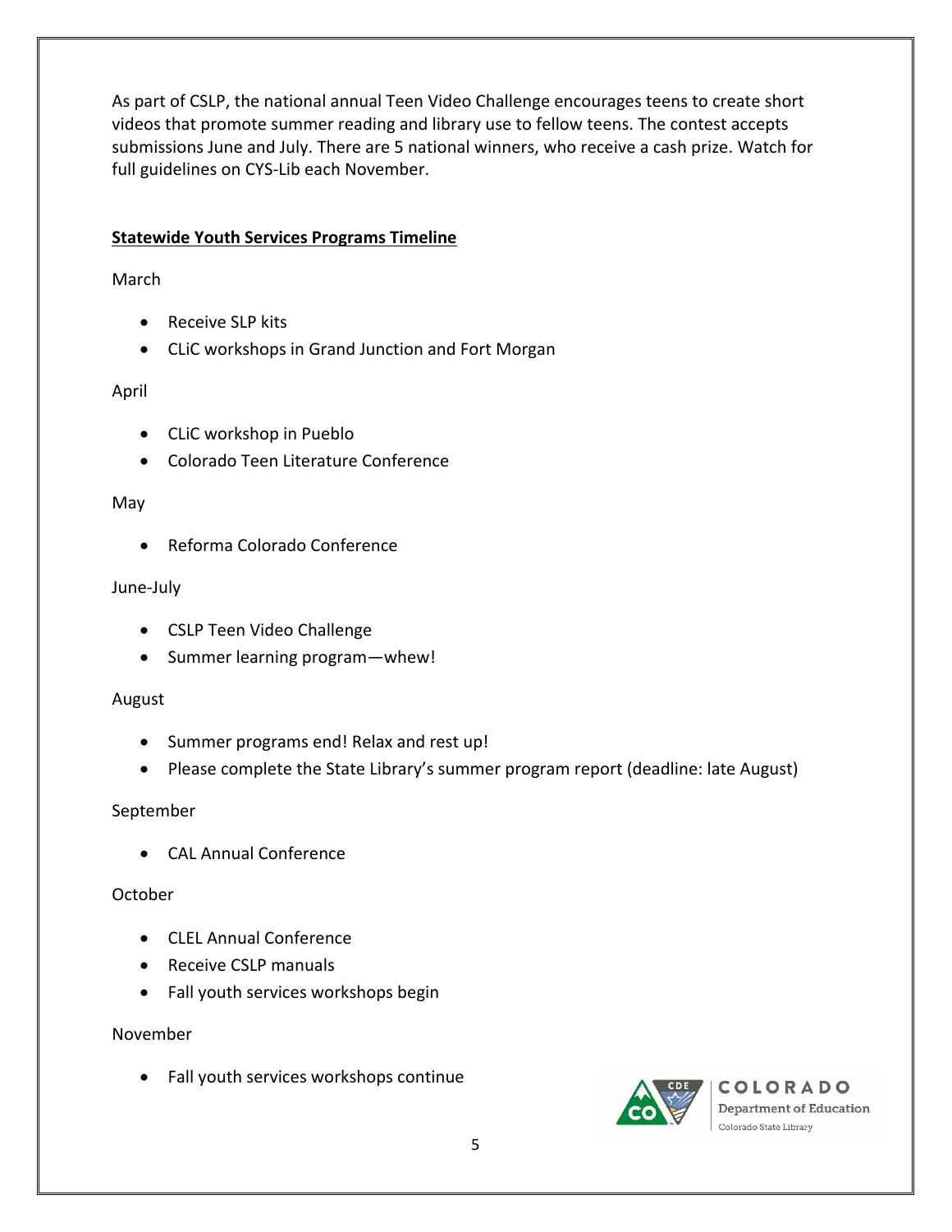As part of CSLP, the national annual Teen Video Challenge encourages teens to create short videos that promote summer reading and library use to fellow teens. The contest accepts submissions June and July. There are 5 national winners, who receive a cash prize. Watch for full guidelines on CYS-Lib each November.

**Statewide Youth Services Programs Timeline**

March

- Receive SLP kits
- CLiC workshops in Grand Junction and Fort Morgan

April

- CLiC workshop in Pueblo
- Colorado Teen Literature Conference

May

- Reforma Colorado Conference

June-July

- CSLP Teen Video Challenge
- Summer learning program—whew!

August

- Summer programs end! Relax and rest up!
- Please complete the State Library's summer program report (deadline: late August)

September

- CAL Annual Conference

October

- CLEL Annual Conference
- Receive CSLP manuals
- Fall youth services workshops begin

November

- Fall youth services workshops continue